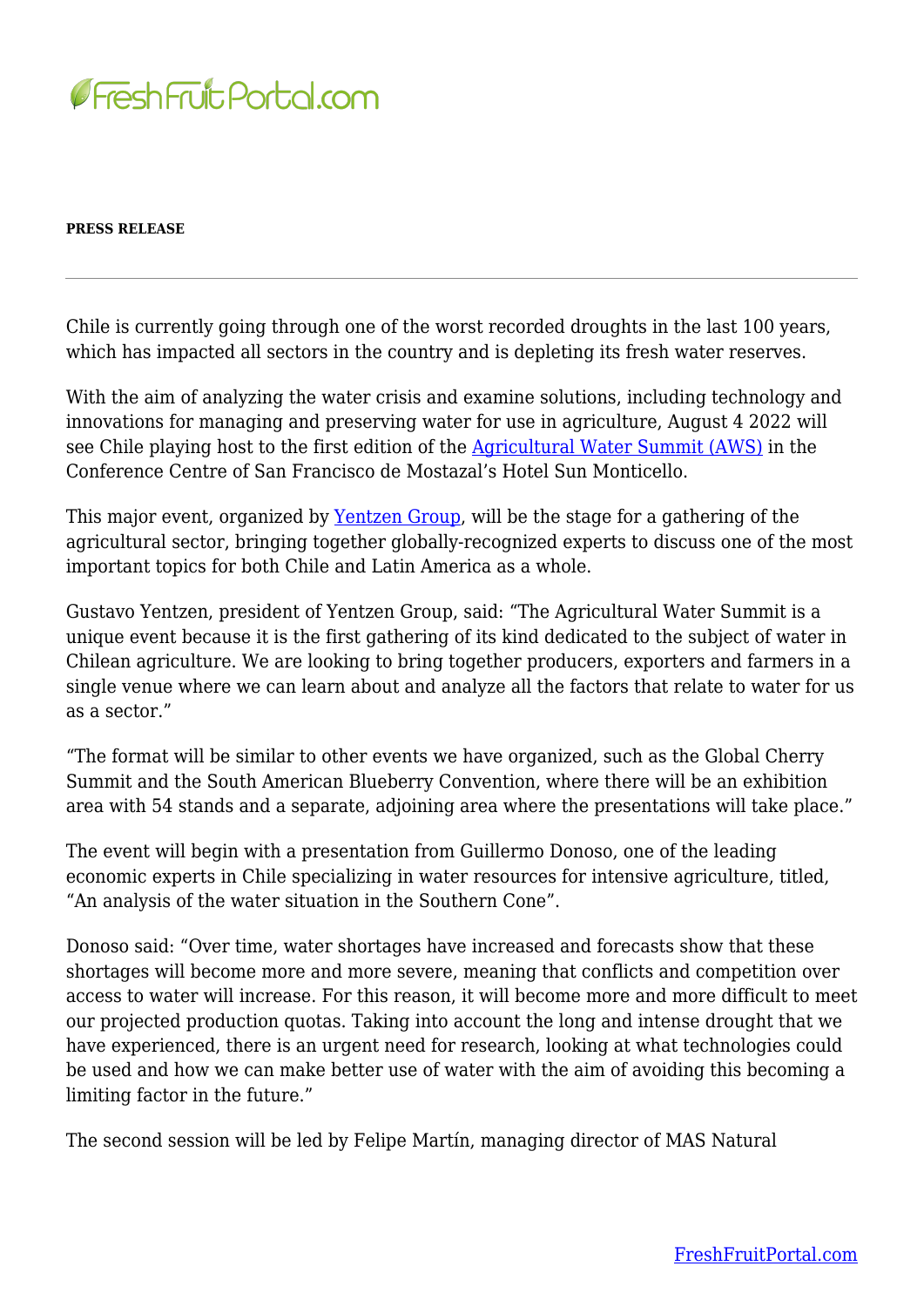**PRESS RELEASE**

---

Chile is currently going through one of the worst recorded droughts in the last 100 years, which has impacted all sectors in the country and is depleting its fresh water reserves.

With the aim of analyzing the water crisis and examine solutions, including technology and innovations for managing and preserving water for use in agriculture, August 4 2022 will see Chile playing host to the first edition of the Agricultural Water Summit (AWS) in the Conference Centre of San Francisco de Mostazal's Hotel Sun Monticello.

This major event, organized by Yentzen Group, will be the stage for a gathering of the agricultural sector, bringing together globally-recognized experts to discuss one of the most important topics for both Chile and Latin America as a whole.

Gustavo Yentzen, president of Yentzen Group, said: "The Agricultural Water Summit is a unique event because it is the first gathering of its kind dedicated to the subject of water in Chilean agriculture. We are looking to bring together producers, exporters and farmers in a single venue where we can learn about and analyze all the factors that relate to water for us as a sector."

"The format will be similar to other events we have organized, such as the Global Cherry Summit and the South American Blueberry Convention, where there will be an exhibition area with 54 stands and a separate, adjoining area where the presentations will take place."

The event will begin with a presentation from Guillermo Donoso, one of the leading economic experts in Chile specializing in water resources for intensive agriculture, titled, "An analysis of the water situation in the Southern Cone".

Donoso said: "Over time, water shortages have increased and forecasts show that these shortages will become more and more severe, meaning that conflicts and competition over access to water will increase. For this reason, it will become more and more difficult to meet our projected production quotas. Taking into account the long and intense drought that we have experienced, there is an urgent need for research, looking at what technologies could be used and how we can make better use of water with the aim of avoiding this becoming a limiting factor in the future."

The second session will be led by Felipe Martín, managing director of MAS Natural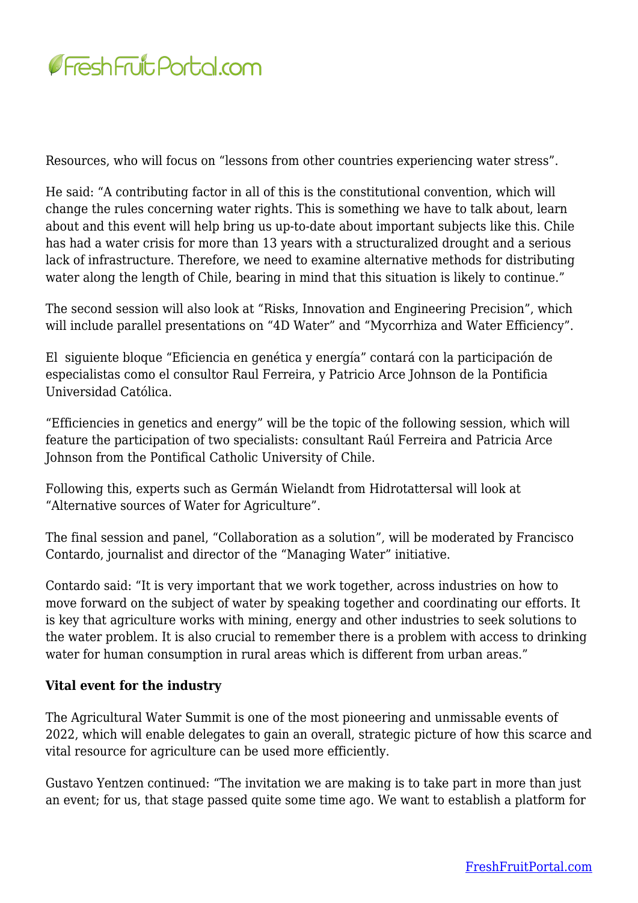Resources, who will focus on "lessons from other countries experiencing water stress".

He said: "A contributing factor in all of this is the constitutional convention, which will change the rules concerning water rights. This is something we have to talk about, learn about and this event will help bring us up-to-date about important subjects like this. Chile has had a water crisis for more than 13 years with a structuralized drought and a serious lack of infrastructure. Therefore, we need to examine alternative methods for distributing water along the length of Chile, bearing in mind that this situation is likely to continue."

The second session will also look at "Risks, Innovation and Engineering Precision", which will include parallel presentations on "4D Water" and "Mycorrhiza and Water Efficiency".

El  siguiente bloque "Eficiencia en genética y energía" contará con la participación de especialistas como el consultor Raul Ferreira, y Patricio Arce Johnson de la Pontificia Universidad Católica.

"Efficiencies in genetics and energy" will be the topic of the following session, which will feature the participation of two specialists: consultant Raúl Ferreira and Patricia Arce Johnson from the Pontifical Catholic University of Chile.

Following this, experts such as Germán Wielandt from Hidrotattersal will look at "Alternative sources of Water for Agriculture".

The final session and panel, "Collaboration as a solution", will be moderated by Francisco Contardo, journalist and director of the "Managing Water" initiative.

Contardo said: "It is very important that we work together, across industries on how to move forward on the subject of water by speaking together and coordinating our efforts. It is key that agriculture works with mining, energy and other industries to seek solutions to the water problem. It is also crucial to remember there is a problem with access to drinking water for human consumption in rural areas which is different from urban areas."

**Vital event for the industry**

The Agricultural Water Summit is one of the most pioneering and unmissable events of 2022, which will enable delegates to gain an overall, strategic picture of how this scarce and vital resource for agriculture can be used more efficiently.

Gustavo Yentzen continued: "The invitation we are making is to take part in more than just an event; for us, that stage passed quite some time ago. We want to establish a platform for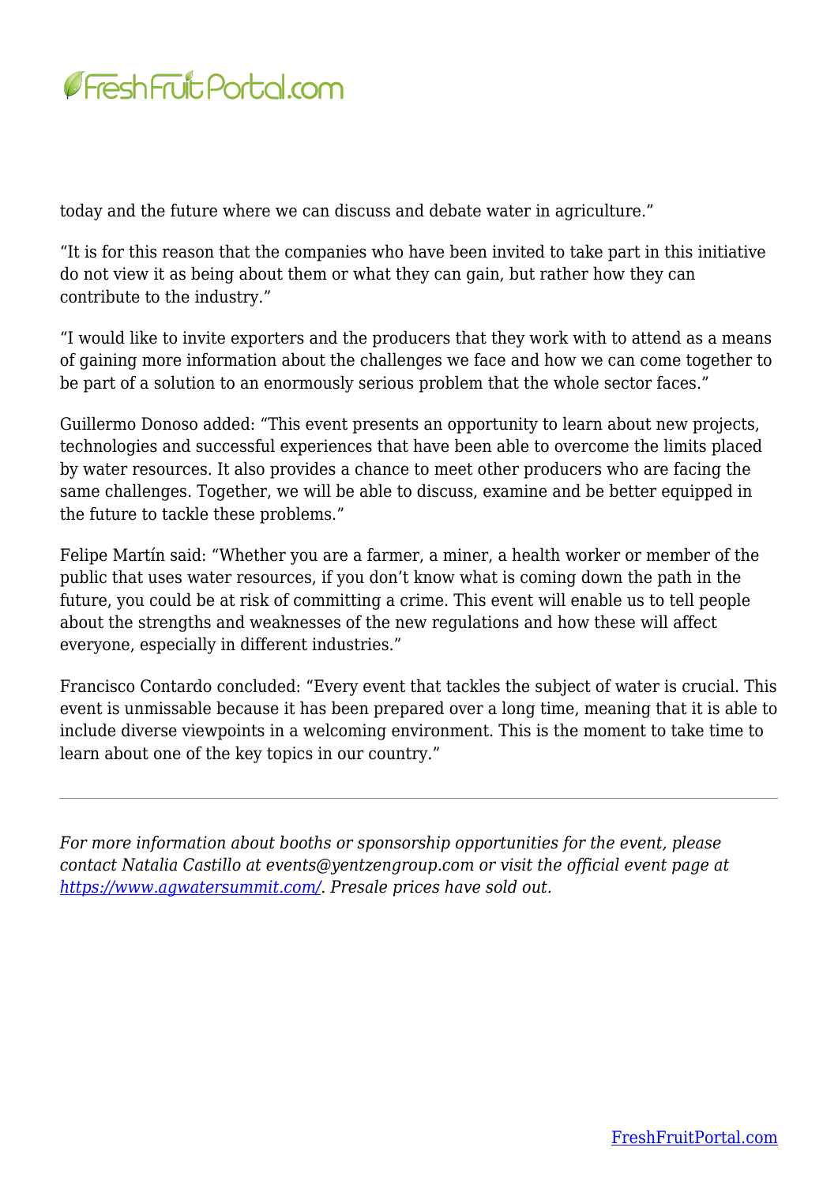today and the future where we can discuss and debate water in agriculture."

"It is for this reason that the companies who have been invited to take part in this initiative do not view it as being about them or what they can gain, but rather how they can contribute to the industry."

"I would like to invite exporters and the producers that they work with to attend as a means of gaining more information about the challenges we face and how we can come together to be part of a solution to an enormously serious problem that the whole sector faces."

Guillermo Donoso added: "This event presents an opportunity to learn about new projects, technologies and successful experiences that have been able to overcome the limits placed by water resources. It also provides a chance to meet other producers who are facing the same challenges. Together, we will be able to discuss, examine and be better equipped in the future to tackle these problems."

Felipe Martín said: "Whether you are a farmer, a miner, a health worker or member of the public that uses water resources, if you don't know what is coming down the path in the future, you could be at risk of committing a crime. This event will enable us to tell people about the strengths and weaknesses of the new regulations and how these will affect everyone, especially in different industries."

Francisco Contardo concluded: "Every event that tackles the subject of water is crucial. This event is unmissable because it has been prepared over a long time, meaning that it is able to include diverse viewpoints in a welcoming environment. This is the moment to take time to learn about one of the key topics in our country."

---

*For more information about booths or sponsorship opportunities for the event, please contact Natalia Castillo at events@yentzengroup.com or visit the official event page at [https://www.agwatersummit.com/](https://www.agwatersummit.com/). Presale prices have sold out.*